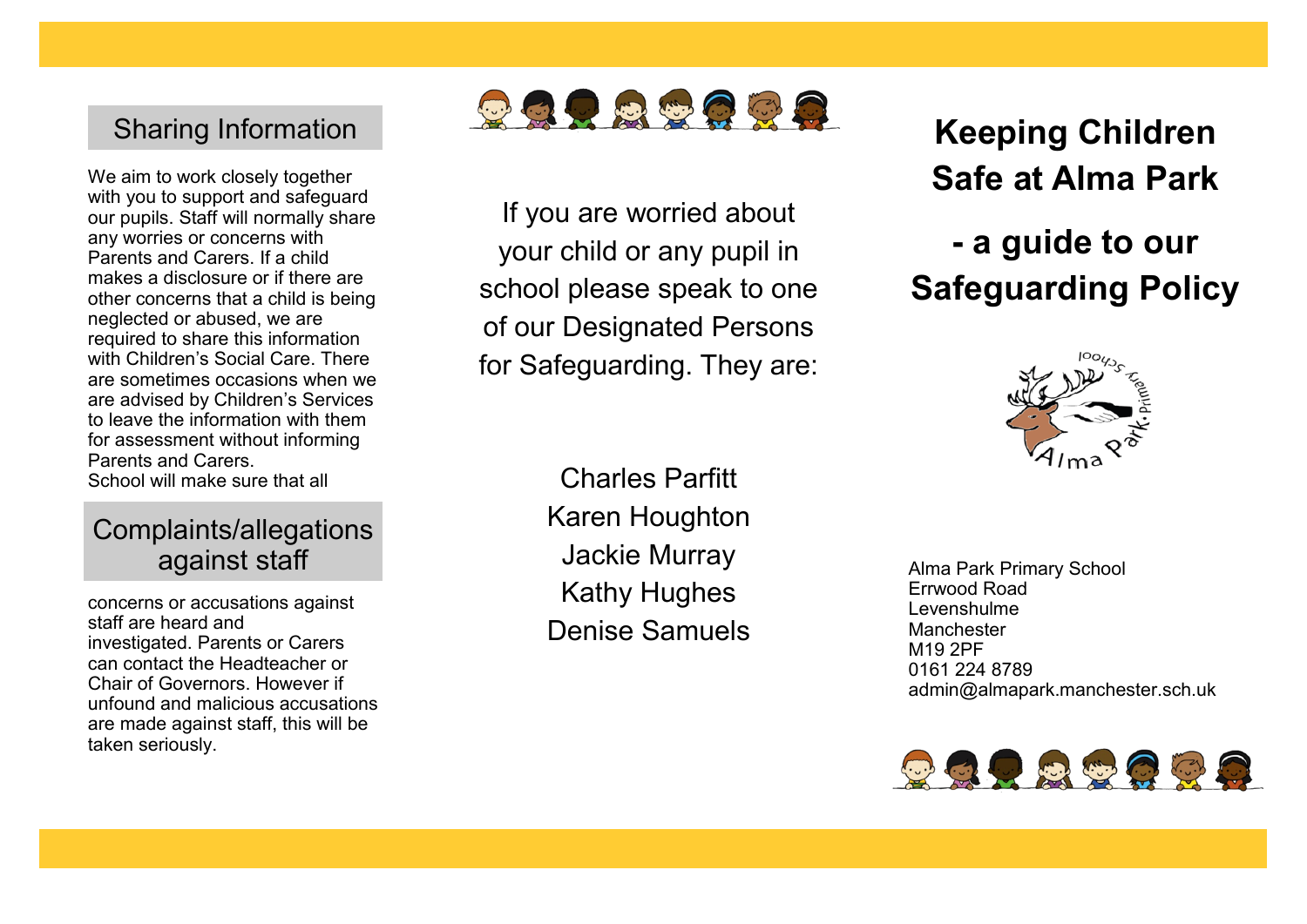## Sharing Information

We aim to work closely together with you to support and safeguard our pupils. Staff will normally share any worries or concerns with Parents and Carers. If a child makes a disclosure or if there are other concerns that a child is being neglected or abused, we are required to share this information with Children's Social Care. There are sometimes occasions when we are advised by Children's Services to leave the information with them for assessment without informing Parents and Carers.

## Complaints/allegations against staff

School will make sure that all concerns or accusations against staff are heard and investigated. Parents or Carers can contact the Headteacher or Chair of Governors. However if unfound and malicious accusations are made against staff, this will be taken seriously.

If you are worried about your child or any pupil in school please speak to one of our Designated Persons for Safeguarding. They are:

Charles Parfitt
Karen Houghton
Jackie Murray
Kathy Hughes
Denise Samuels

# Keeping Children Safe at Alma Park

# - a guide to our Safeguarding Policy

Alma Park Primary School
Errwood Road
Levenshulme
Manchester
M19 2PF
0161 224 8789
admin@almapark.manchester.sch.uk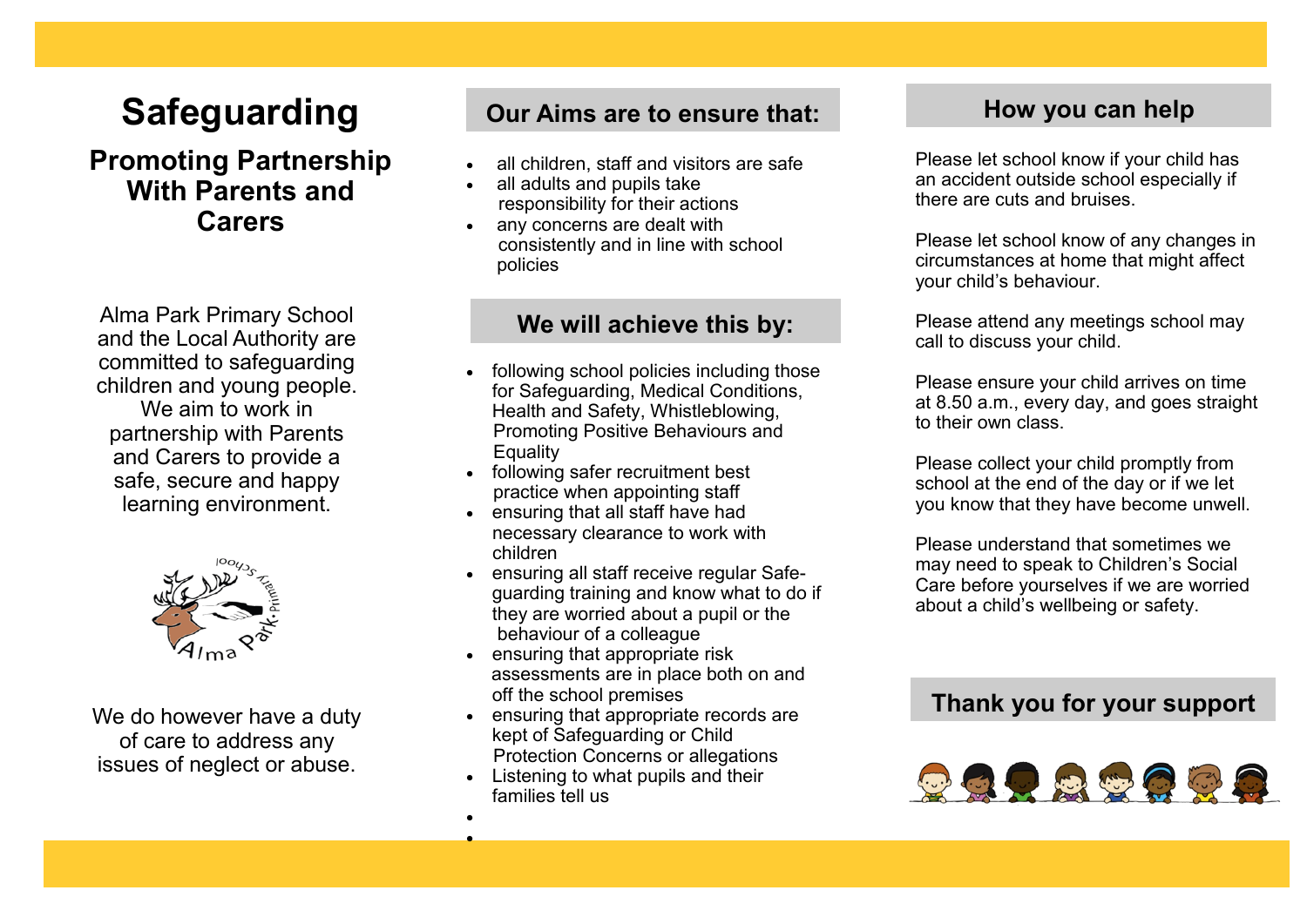# Safeguarding

## Promoting Partnership With Parents and Carers

Alma Park Primary School and the Local Authority are committed to safeguarding children and young people. We aim to work in partnership with Parents and Carers to provide a safe, secure and happy learning environment.

We do however have a duty of care to address any issues of neglect or abuse.

## Our Aims are to ensure that:

- all children, staff and visitors are safe
- all adults and pupils take responsibility for their actions
- any concerns are dealt with consistently and in line with school policies

## We will achieve this by:

- following school policies including those for Safeguarding, Medical Conditions, Health and Safety, Whistleblowing, Promoting Positive Behaviours and Equality
- following safer recruitment best practice when appointing staff
- ensuring that all staff have had necessary clearance to work with children
- ensuring all staff receive regular Safe-guarding training and know what to do if they are worried about a pupil or the behaviour of a colleague
- ensuring that appropriate risk assessments are in place both on and off the school premises
- ensuring that appropriate records are kept of Safeguarding or Child Protection Concerns or allegations
- Listening to what pupils and their families tell us

## How you can help

Please let school know if your child has an accident outside school especially if there are cuts and bruises.

Please let school know of any changes in circumstances at home that might affect your child's behaviour.

Please attend any meetings school may call to discuss your child.

Please ensure your child arrives on time at 8.50 a.m., every day, and goes straight to their own class.

Please collect your child promptly from school at the end of the day or if we let you know that they have become unwell.

Please understand that sometimes we may need to speak to Children's Social Care before yourselves if we are worried about a child's wellbeing or safety.

## Thank you for your support